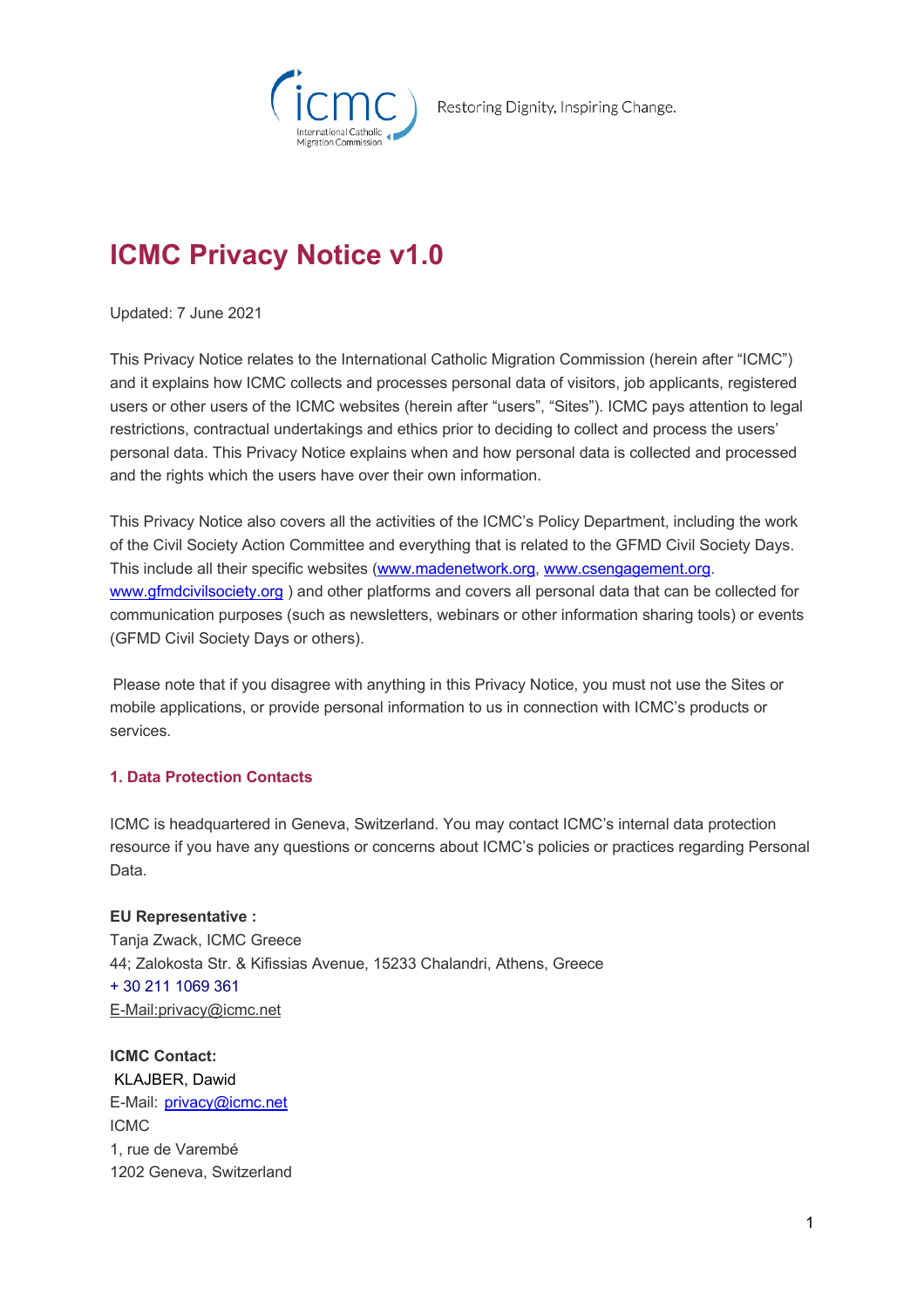Restoring Dignity, Inspiring Change.

# ICMC Privacy Notice v1.0

Updated: 7 June 2021

This Privacy Notice relates to the International Catholic Migration Commission (herein after "ICMC") and it explains how ICMC collects and processes personal data of visitors, job applicants, registered users or other users of the ICMC websites (herein after "users", "Sites"). ICMC pays attention to legal restrictions, contractual undertakings and ethics prior to deciding to collect and process the users' personal data. This Privacy Notice explains when and how personal data is collected and processed and the rights which the users have over their own information.

This Privacy Notice also covers all the activities of the ICMC's Policy Department, including the work of the Civil Society Action Committee and everything that is related to the GFMD Civil Society Days. This include all their specific websites (www.madenetwork.org, www.csengagement.org. www.gfmdcivilsociety.org ) and other platforms and covers all personal data that can be collected for communication purposes (such as newsletters, webinars or other information sharing tools) or events (GFMD Civil Society Days or others).

Please note that if you disagree with anything in this Privacy Notice, you must not use the Sites or mobile applications, or provide personal information to us in connection with ICMC's products or services.

## 1. Data Protection Contacts

ICMC is headquartered in Geneva, Switzerland. You may contact ICMC's internal data protection resource if you have any questions or concerns about ICMC's policies or practices regarding Personal Data.

**EU Representative :**
Tanja Zwack, ICMC Greece
44; Zalokosta Str. & Kifissias Avenue, 15233 Chalandri, Athens, Greece
+ 30 211 1069 361
E-Mail:privacy@icmc.net

**ICMC Contact:**
KLAJBER, Dawid
E-Mail: privacy@icmc.net
ICMC
1, rue de Varembé
1202 Geneva, Switzerland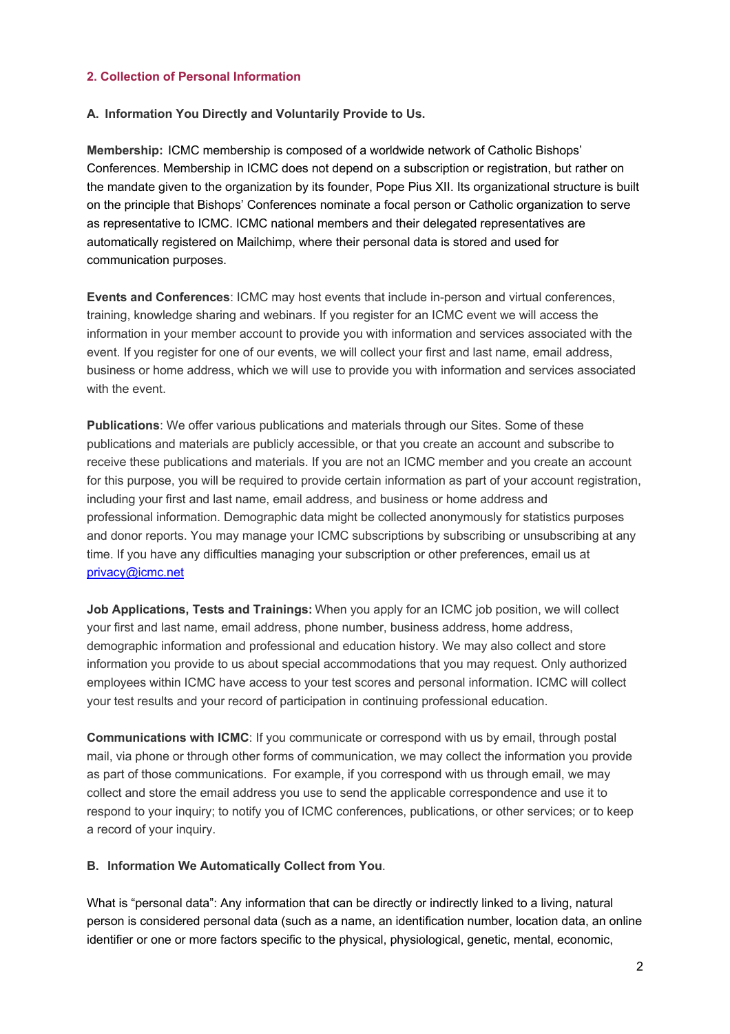## 2. Collection of Personal Information

**A. Information You Directly and Voluntarily Provide to Us.**

**Membership:** ICMC membership is composed of a worldwide network of Catholic Bishops' Conferences. Membership in ICMC does not depend on a subscription or registration, but rather on the mandate given to the organization by its founder, Pope Pius XII. Its organizational structure is built on the principle that Bishops' Conferences nominate a focal person or Catholic organization to serve as representative to ICMC. ICMC national members and their delegated representatives are automatically registered on Mailchimp, where their personal data is stored and used for communication purposes.

**Events and Conferences**: ICMC may host events that include in-person and virtual conferences, training, knowledge sharing and webinars. If you register for an ICMC event we will access the information in your member account to provide you with information and services associated with the event. If you register for one of our events, we will collect your first and last name, email address, business or home address, which we will use to provide you with information and services associated with the event.

**Publications**: We offer various publications and materials through our Sites. Some of these publications and materials are publicly accessible, or that you create an account and subscribe to receive these publications and materials. If you are not an ICMC member and you create an account for this purpose, you will be required to provide certain information as part of your account registration, including your first and last name, email address, and business or home address and professional information. Demographic data might be collected anonymously for statistics purposes and donor reports. You may manage your ICMC subscriptions by subscribing or unsubscribing at any time. If you have any difficulties managing your subscription or other preferences, email us at [privacy@icmc.net](mailto:privacy@icmc.net)

**Job Applications, Tests and Trainings:** When you apply for an ICMC job position, we will collect your first and last name, email address, phone number, business address, home address, demographic information and professional and education history. We may also collect and store information you provide to us about special accommodations that you may request. Only authorized employees within ICMC have access to your test scores and personal information. ICMC will collect your test results and your record of participation in continuing professional education.

**Communications with ICMC**: If you communicate or correspond with us by email, through postal mail, via phone or through other forms of communication, we may collect the information you provide as part of those communications. For example, if you correspond with us through email, we may collect and store the email address you use to send the applicable correspondence and use it to respond to your inquiry; to notify you of ICMC conferences, publications, or other services; or to keep a record of your inquiry.

**B. Information We Automatically Collect from You**.

What is "personal data": Any information that can be directly or indirectly linked to a living, natural person is considered personal data (such as a name, an identification number, location data, an online identifier or one or more factors specific to the physical, physiological, genetic, mental, economic,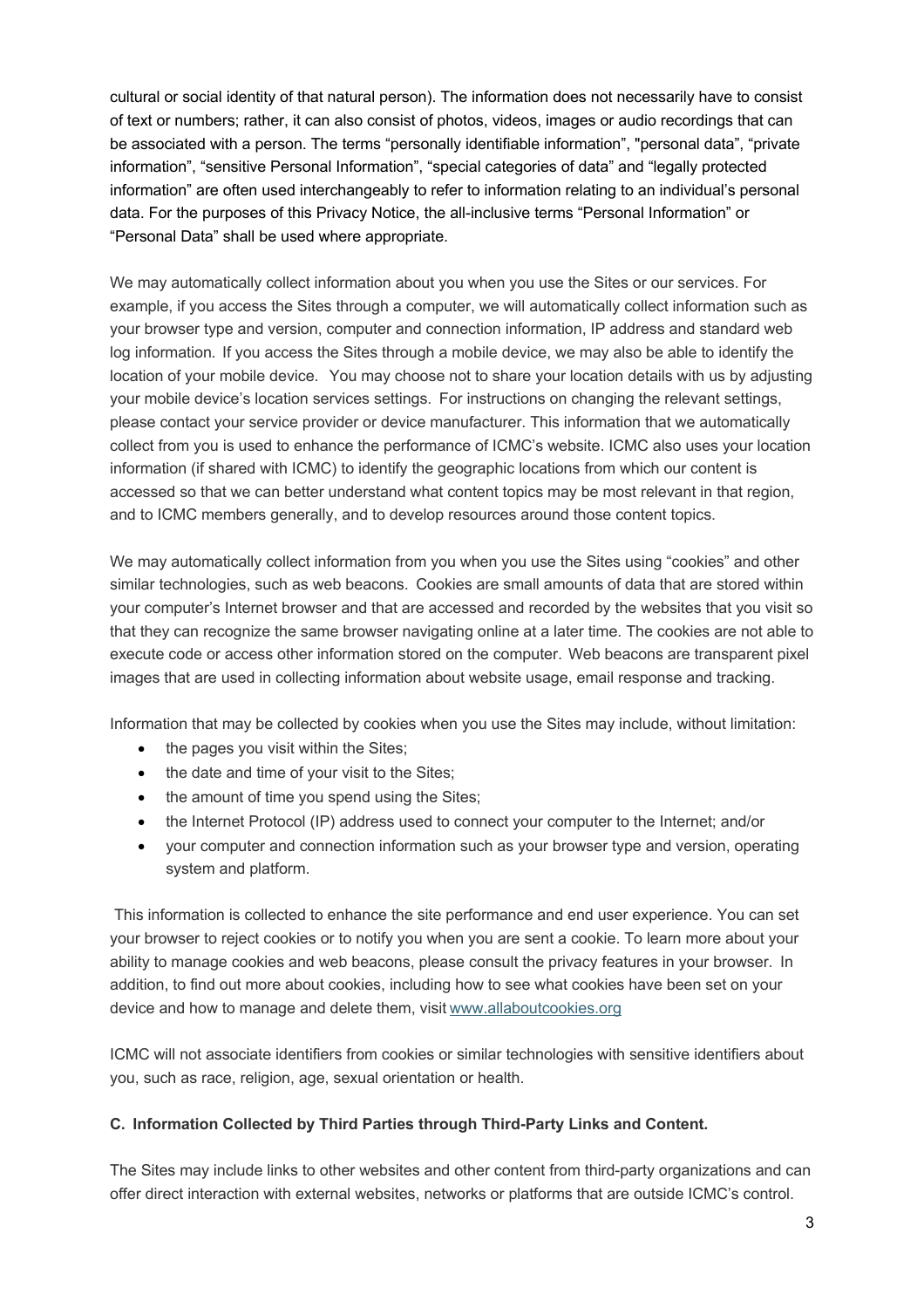cultural or social identity of that natural person). The information does not necessarily have to consist of text or numbers; rather, it can also consist of photos, videos, images or audio recordings that can be associated with a person. The terms "personally identifiable information", "personal data", "private information", "sensitive Personal Information", "special categories of data" and "legally protected information" are often used interchangeably to refer to information relating to an individual's personal data. For the purposes of this Privacy Notice, the all-inclusive terms "Personal Information" or "Personal Data" shall be used where appropriate.

We may automatically collect information about you when you use the Sites or our services. For example, if you access the Sites through a computer, we will automatically collect information such as your browser type and version, computer and connection information, IP address and standard web log information. If you access the Sites through a mobile device, we may also be able to identify the location of your mobile device. You may choose not to share your location details with us by adjusting your mobile device's location services settings. For instructions on changing the relevant settings, please contact your service provider or device manufacturer. This information that we automatically collect from you is used to enhance the performance of ICMC's website. ICMC also uses your location information (if shared with ICMC) to identify the geographic locations from which our content is accessed so that we can better understand what content topics may be most relevant in that region, and to ICMC members generally, and to develop resources around those content topics.

We may automatically collect information from you when you use the Sites using "cookies" and other similar technologies, such as web beacons. Cookies are small amounts of data that are stored within your computer's Internet browser and that are accessed and recorded by the websites that you visit so that they can recognize the same browser navigating online at a later time. The cookies are not able to execute code or access other information stored on the computer. Web beacons are transparent pixel images that are used in collecting information about website usage, email response and tracking.

Information that may be collected by cookies when you use the Sites may include, without limitation:

- the pages you visit within the Sites;
- the date and time of your visit to the Sites;
- the amount of time you spend using the Sites;
- the Internet Protocol (IP) address used to connect your computer to the Internet; and/or
- your computer and connection information such as your browser type and version, operating system and platform.

This information is collected to enhance the site performance and end user experience. You can set your browser to reject cookies or to notify you when you are sent a cookie. To learn more about your ability to manage cookies and web beacons, please consult the privacy features in your browser. In addition, to find out more about cookies, including how to see what cookies have been set on your device and how to manage and delete them, visit www.allaboutcookies.org

ICMC will not associate identifiers from cookies or similar technologies with sensitive identifiers about you, such as race, religion, age, sexual orientation or health.

**C. Information Collected by Third Parties through Third-Party Links and Content.**

The Sites may include links to other websites and other content from third-party organizations and can offer direct interaction with external websites, networks or platforms that are outside ICMC's control.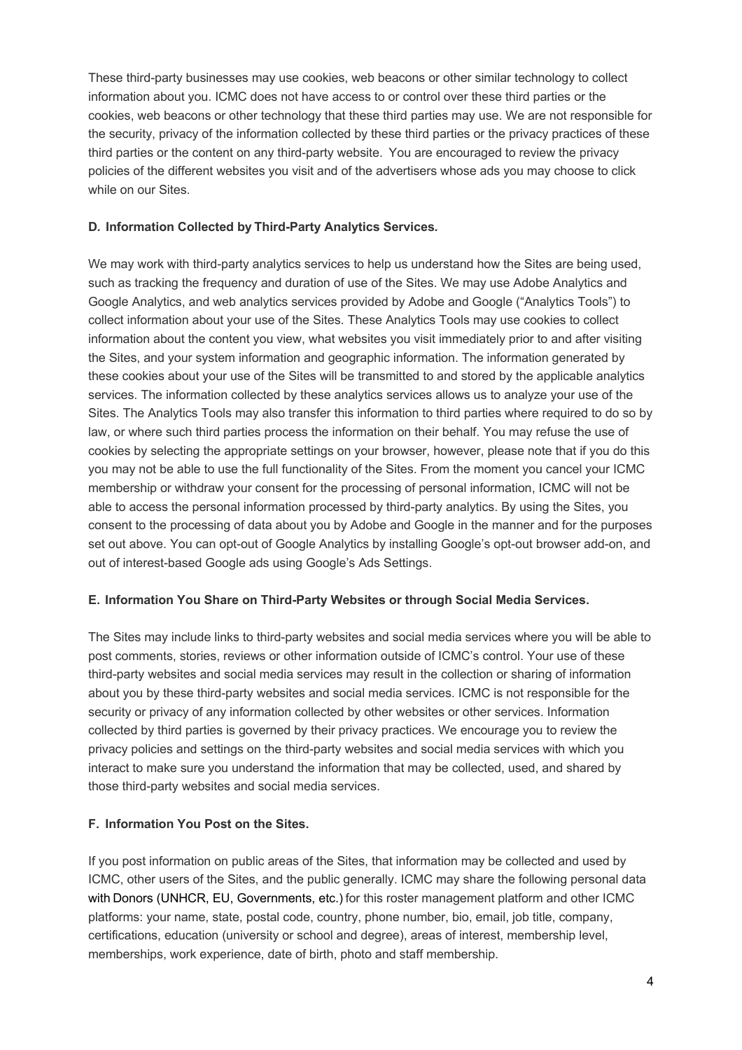These third-party businesses may use cookies, web beacons or other similar technology to collect information about you. ICMC does not have access to or control over these third parties or the cookies, web beacons or other technology that these third parties may use. We are not responsible for the security, privacy of the information collected by these third parties or the privacy practices of these third parties or the content on any third-party website. You are encouraged to review the privacy policies of the different websites you visit and of the advertisers whose ads you may choose to click while on our Sites.

**D. Information Collected by Third-Party Analytics Services.**

We may work with third-party analytics services to help us understand how the Sites are being used, such as tracking the frequency and duration of use of the Sites. We may use Adobe Analytics and Google Analytics, and web analytics services provided by Adobe and Google ("Analytics Tools") to collect information about your use of the Sites. These Analytics Tools may use cookies to collect information about the content you view, what websites you visit immediately prior to and after visiting the Sites, and your system information and geographic information. The information generated by these cookies about your use of the Sites will be transmitted to and stored by the applicable analytics services. The information collected by these analytics services allows us to analyze your use of the Sites. The Analytics Tools may also transfer this information to third parties where required to do so by law, or where such third parties process the information on their behalf. You may refuse the use of cookies by selecting the appropriate settings on your browser, however, please note that if you do this you may not be able to use the full functionality of the Sites. From the moment you cancel your ICMC membership or withdraw your consent for the processing of personal information, ICMC will not be able to access the personal information processed by third-party analytics. By using the Sites, you consent to the processing of data about you by Adobe and Google in the manner and for the purposes set out above. You can opt-out of Google Analytics by installing Google's opt-out browser add-on, and out of interest-based Google ads using Google's Ads Settings.

**E. Information You Share on Third-Party Websites or through Social Media Services.**

The Sites may include links to third-party websites and social media services where you will be able to post comments, stories, reviews or other information outside of ICMC's control. Your use of these third-party websites and social media services may result in the collection or sharing of information about you by these third-party websites and social media services. ICMC is not responsible for the security or privacy of any information collected by other websites or other services. Information collected by third parties is governed by their privacy practices. We encourage you to review the privacy policies and settings on the third-party websites and social media services with which you interact to make sure you understand the information that may be collected, used, and shared by those third-party websites and social media services.

**F. Information You Post on the Sites.**

If you post information on public areas of the Sites, that information may be collected and used by ICMC, other users of the Sites, and the public generally. ICMC may share the following personal data with Donors (UNHCR, EU, Governments, etc.) for this roster management platform and other ICMC platforms: your name, state, postal code, country, phone number, bio, email, job title, company, certifications, education (university or school and degree), areas of interest, membership level, memberships, work experience, date of birth, photo and staff membership.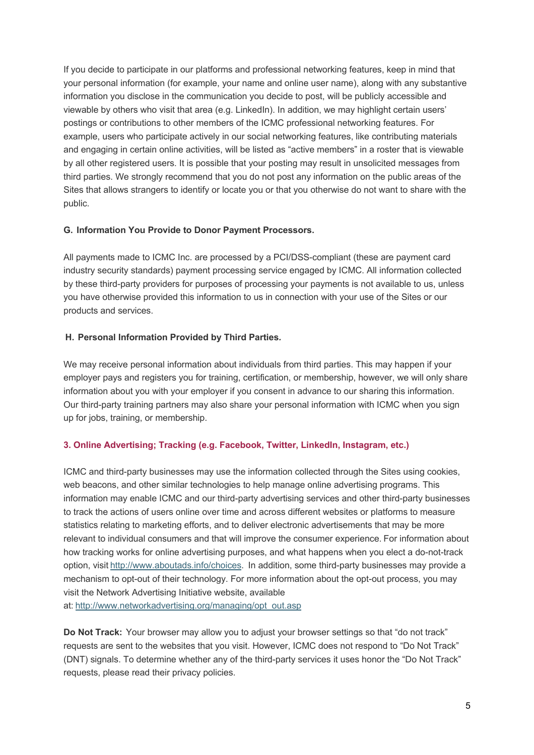If you decide to participate in our platforms and professional networking features, keep in mind that your personal information (for example, your name and online user name), along with any substantive information you disclose in the communication you decide to post, will be publicly accessible and viewable by others who visit that area (e.g. LinkedIn). In addition, we may highlight certain users' postings or contributions to other members of the ICMC professional networking features. For example, users who participate actively in our social networking features, like contributing materials and engaging in certain online activities, will be listed as "active members" in a roster that is viewable by all other registered users. It is possible that your posting may result in unsolicited messages from third parties. We strongly recommend that you do not post any information on the public areas of the Sites that allows strangers to identify or locate you or that you otherwise do not want to share with the public.

**G. Information You Provide to Donor Payment Processors.**

All payments made to ICMC Inc. are processed by a PCI/DSS-compliant (these are payment card industry security standards) payment processing service engaged by ICMC. All information collected by these third-party providers for purposes of processing your payments is not available to us, unless you have otherwise provided this information to us in connection with your use of the Sites or our products and services.

**H. Personal Information Provided by Third Parties.**

We may receive personal information about individuals from third parties. This may happen if your employer pays and registers you for training, certification, or membership, however, we will only share information about you with your employer if you consent in advance to our sharing this information. Our third-party training partners may also share your personal information with ICMC when you sign up for jobs, training, or membership.

## 3. Online Advertising; Tracking (e.g. Facebook, Twitter, LinkedIn, Instagram, etc.)

ICMC and third-party businesses may use the information collected through the Sites using cookies, web beacons, and other similar technologies to help manage online advertising programs. This information may enable ICMC and our third-party advertising services and other third-party businesses to track the actions of users online over time and across different websites or platforms to measure statistics relating to marketing efforts, and to deliver electronic advertisements that may be more relevant to individual consumers and that will improve the consumer experience. For information about how tracking works for online advertising purposes, and what happens when you elect a do-not-track option, visit http://www.aboutads.info/choices. In addition, some third-party businesses may provide a mechanism to opt-out of their technology. For more information about the opt-out process, you may visit the Network Advertising Initiative website, available at: http://www.networkadvertising.org/managing/opt_out.asp

**Do Not Track:** Your browser may allow you to adjust your browser settings so that "do not track" requests are sent to the websites that you visit. However, ICMC does not respond to "Do Not Track" (DNT) signals. To determine whether any of the third-party services it uses honor the "Do Not Track" requests, please read their privacy policies.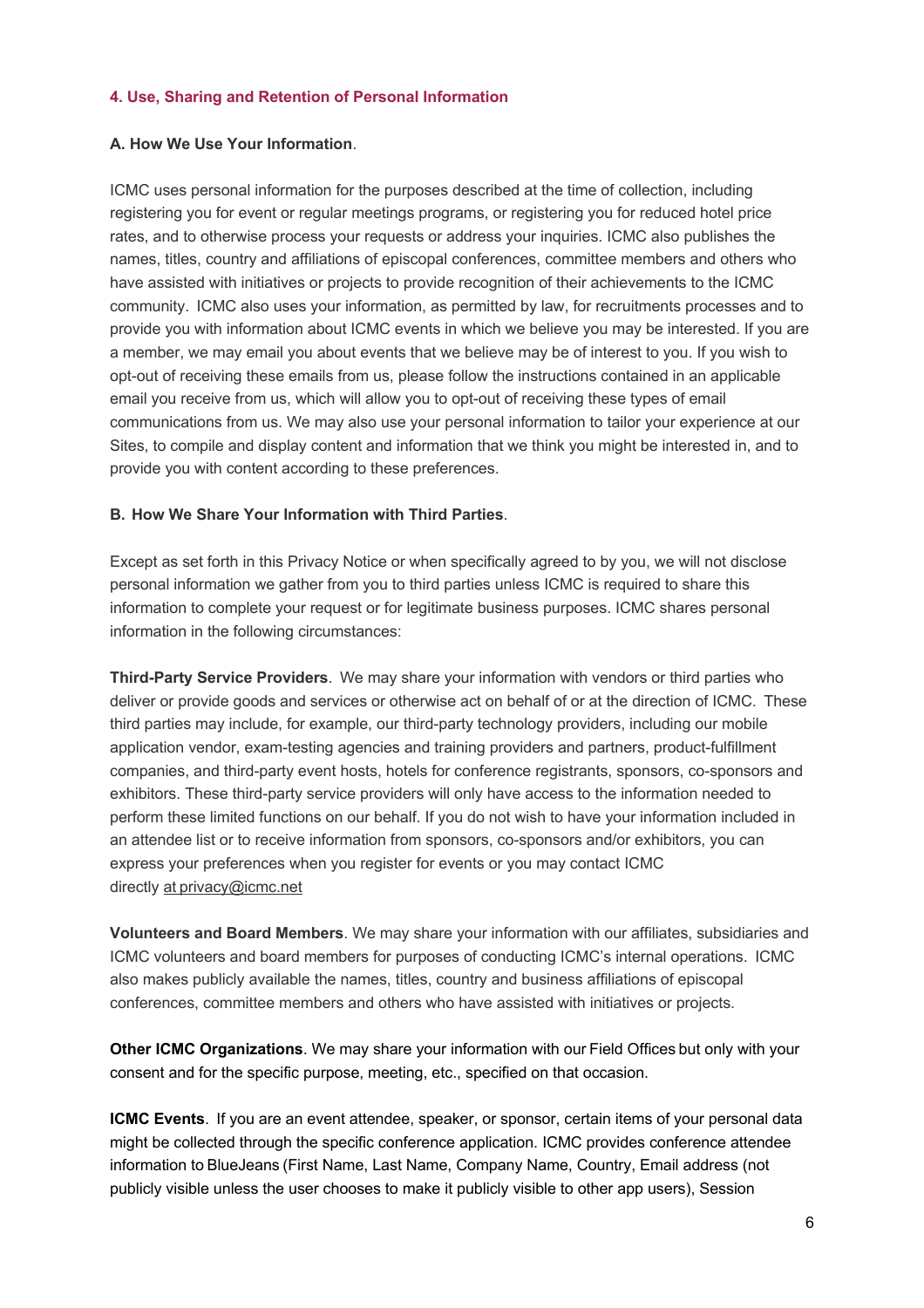## 4. Use, Sharing and Retention of Personal Information

**A. How We Use Your Information**.

ICMC uses personal information for the purposes described at the time of collection, including registering you for event or regular meetings programs, or registering you for reduced hotel price rates, and to otherwise process your requests or address your inquiries. ICMC also publishes the names, titles, country and affiliations of episcopal conferences, committee members and others who have assisted with initiatives or projects to provide recognition of their achievements to the ICMC community. ICMC also uses your information, as permitted by law, for recruitments processes and to provide you with information about ICMC events in which we believe you may be interested. If you are a member, we may email you about events that we believe may be of interest to you. If you wish to opt-out of receiving these emails from us, please follow the instructions contained in an applicable email you receive from us, which will allow you to opt-out of receiving these types of email communications from us. We may also use your personal information to tailor your experience at our Sites, to compile and display content and information that we think you might be interested in, and to provide you with content according to these preferences.

**B. How We Share Your Information with Third Parties**.

Except as set forth in this Privacy Notice or when specifically agreed to by you, we will not disclose personal information we gather from you to third parties unless ICMC is required to share this information to complete your request or for legitimate business purposes. ICMC shares personal information in the following circumstances:

**Third-Party Service Providers**. We may share your information with vendors or third parties who deliver or provide goods and services or otherwise act on behalf of or at the direction of ICMC. These third parties may include, for example, our third-party technology providers, including our mobile application vendor, exam-testing agencies and training providers and partners, product-fulfillment companies, and third-party event hosts, hotels for conference registrants, sponsors, co-sponsors and exhibitors. These third-party service providers will only have access to the information needed to perform these limited functions on our behalf. If you do not wish to have your information included in an attendee list or to receive information from sponsors, co-sponsors and/or exhibitors, you can express your preferences when you register for events or you may contact ICMC directly at privacy@icmc.net

**Volunteers and Board Members**. We may share your information with our affiliates, subsidiaries and ICMC volunteers and board members for purposes of conducting ICMC's internal operations. ICMC also makes publicly available the names, titles, country and business affiliations of episcopal conferences, committee members and others who have assisted with initiatives or projects.

**Other ICMC Organizations**. We may share your information with our Field Offices but only with your consent and for the specific purpose, meeting, etc., specified on that occasion.

**ICMC Events**. If you are an event attendee, speaker, or sponsor, certain items of your personal data might be collected through the specific conference application. ICMC provides conference attendee information to BlueJeans (First Name, Last Name, Company Name, Country, Email address (not publicly visible unless the user chooses to make it publicly visible to other app users), Session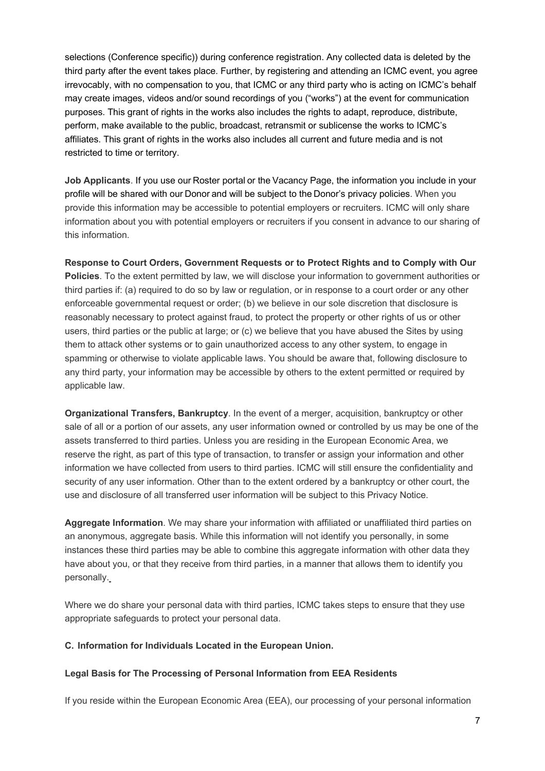selections (Conference specific)) during conference registration. Any collected data is deleted by the third party after the event takes place. Further, by registering and attending an ICMC event, you agree irrevocably, with no compensation to you, that ICMC or any third party who is acting on ICMC's behalf may create images, videos and/or sound recordings of you ("works") at the event for communication purposes. This grant of rights in the works also includes the rights to adapt, reproduce, distribute, perform, make available to the public, broadcast, retransmit or sublicense the works to ICMC's affiliates. This grant of rights in the works also includes all current and future media and is not restricted to time or territory.

**Job Applicants**. If you use our Roster portal or the Vacancy Page, the information you include in your profile will be shared with our Donor and will be subject to the Donor's privacy policies. When you provide this information may be accessible to potential employers or recruiters. ICMC will only share information about you with potential employers or recruiters if you consent in advance to our sharing of this information.

**Response to Court Orders, Government Requests or to Protect Rights and to Comply with Our Policies**. To the extent permitted by law, we will disclose your information to government authorities or third parties if: (a) required to do so by law or regulation, or in response to a court order or any other enforceable governmental request or order; (b) we believe in our sole discretion that disclosure is reasonably necessary to protect against fraud, to protect the property or other rights of us or other users, third parties or the public at large; or (c) we believe that you have abused the Sites by using them to attack other systems or to gain unauthorized access to any other system, to engage in spamming or otherwise to violate applicable laws. You should be aware that, following disclosure to any third party, your information may be accessible by others to the extent permitted or required by applicable law.

**Organizational Transfers, Bankruptcy**. In the event of a merger, acquisition, bankruptcy or other sale of all or a portion of our assets, any user information owned or controlled by us may be one of the assets transferred to third parties. Unless you are residing in the European Economic Area, we reserve the right, as part of this type of transaction, to transfer or assign your information and other information we have collected from users to third parties. ICMC will still ensure the confidentiality and security of any user information. Other than to the extent ordered by a bankruptcy or other court, the use and disclosure of all transferred user information will be subject to this Privacy Notice.

**Aggregate Information**. We may share your information with affiliated or unaffiliated third parties on an anonymous, aggregate basis. While this information will not identify you personally, in some instances these third parties may be able to combine this aggregate information with other data they have about you, or that they receive from third parties, in a manner that allows them to identify you personally.

Where we do share your personal data with third parties, ICMC takes steps to ensure that they use appropriate safeguards to protect your personal data.

**C. Information for Individuals Located in the European Union.**

**Legal Basis for The Processing of Personal Information from EEA Residents**

If you reside within the European Economic Area (EEA), our processing of your personal information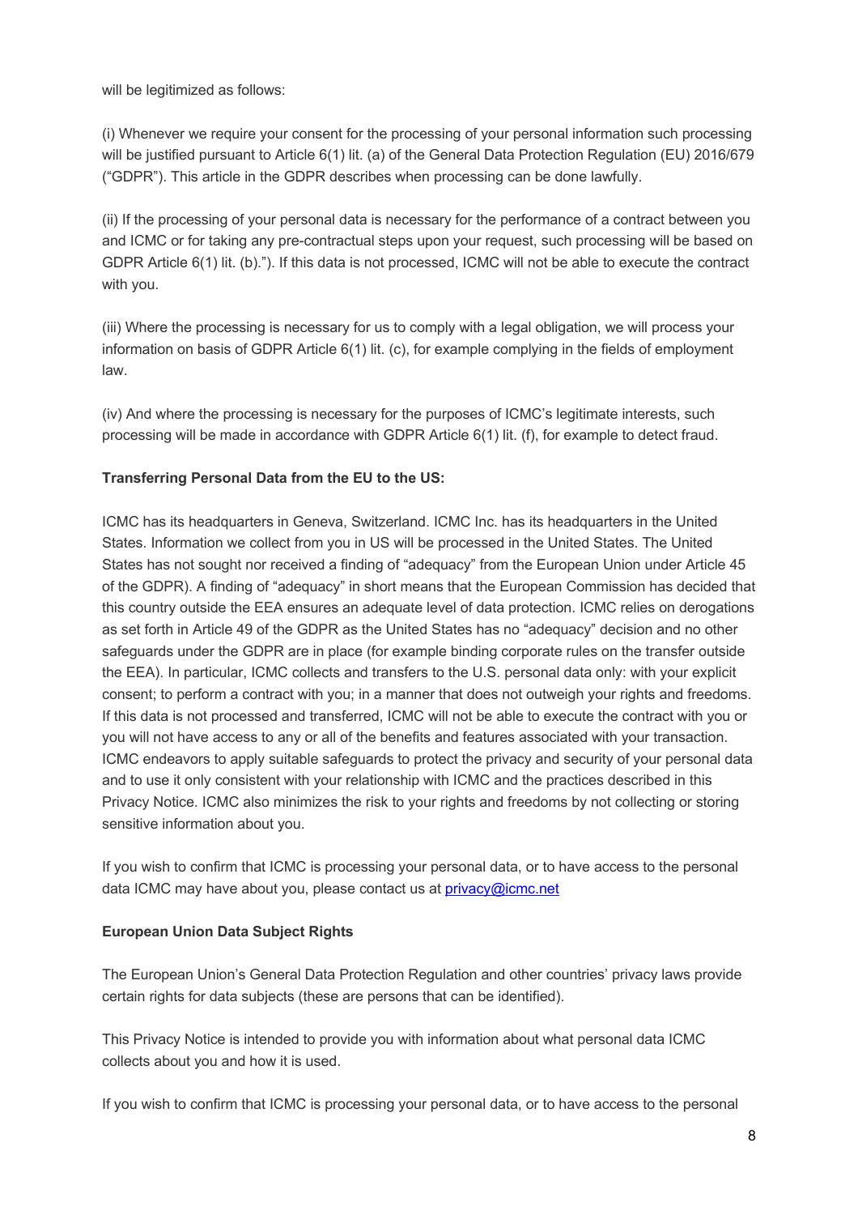will be legitimized as follows:

(i) Whenever we require your consent for the processing of your personal information such processing will be justified pursuant to Article 6(1) lit. (a) of the General Data Protection Regulation (EU) 2016/679 ("GDPR"). This article in the GDPR describes when processing can be done lawfully.

(ii) If the processing of your personal data is necessary for the performance of a contract between you and ICMC or for taking any pre-contractual steps upon your request, such processing will be based on GDPR Article 6(1) lit. (b)."). If this data is not processed, ICMC will not be able to execute the contract with you.

(iii) Where the processing is necessary for us to comply with a legal obligation, we will process your information on basis of GDPR Article 6(1) lit. (c), for example complying in the fields of employment law.

(iv) And where the processing is necessary for the purposes of ICMC's legitimate interests, such processing will be made in accordance with GDPR Article 6(1) lit. (f), for example to detect fraud.

**Transferring Personal Data from the EU to the US:**

ICMC has its headquarters in Geneva, Switzerland. ICMC Inc. has its headquarters in the United States. Information we collect from you in US will be processed in the United States. The United States has not sought nor received a finding of "adequacy" from the European Union under Article 45 of the GDPR). A finding of "adequacy" in short means that the European Commission has decided that this country outside the EEA ensures an adequate level of data protection. ICMC relies on derogations as set forth in Article 49 of the GDPR as the United States has no "adequacy" decision and no other safeguards under the GDPR are in place (for example binding corporate rules on the transfer outside the EEA). In particular, ICMC collects and transfers to the U.S. personal data only: with your explicit consent; to perform a contract with you; in a manner that does not outweigh your rights and freedoms. If this data is not processed and transferred, ICMC will not be able to execute the contract with you or you will not have access to any or all of the benefits and features associated with your transaction. ICMC endeavors to apply suitable safeguards to protect the privacy and security of your personal data and to use it only consistent with your relationship with ICMC and the practices described in this Privacy Notice. ICMC also minimizes the risk to your rights and freedoms by not collecting or storing sensitive information about you.

If you wish to confirm that ICMC is processing your personal data, or to have access to the personal data ICMC may have about you, please contact us at [privacy@icmc.net](mailto:privacy@icmc.net)

**European Union Data Subject Rights**

The European Union's General Data Protection Regulation and other countries' privacy laws provide certain rights for data subjects (these are persons that can be identified).

This Privacy Notice is intended to provide you with information about what personal data ICMC collects about you and how it is used.

If you wish to confirm that ICMC is processing your personal data, or to have access to the personal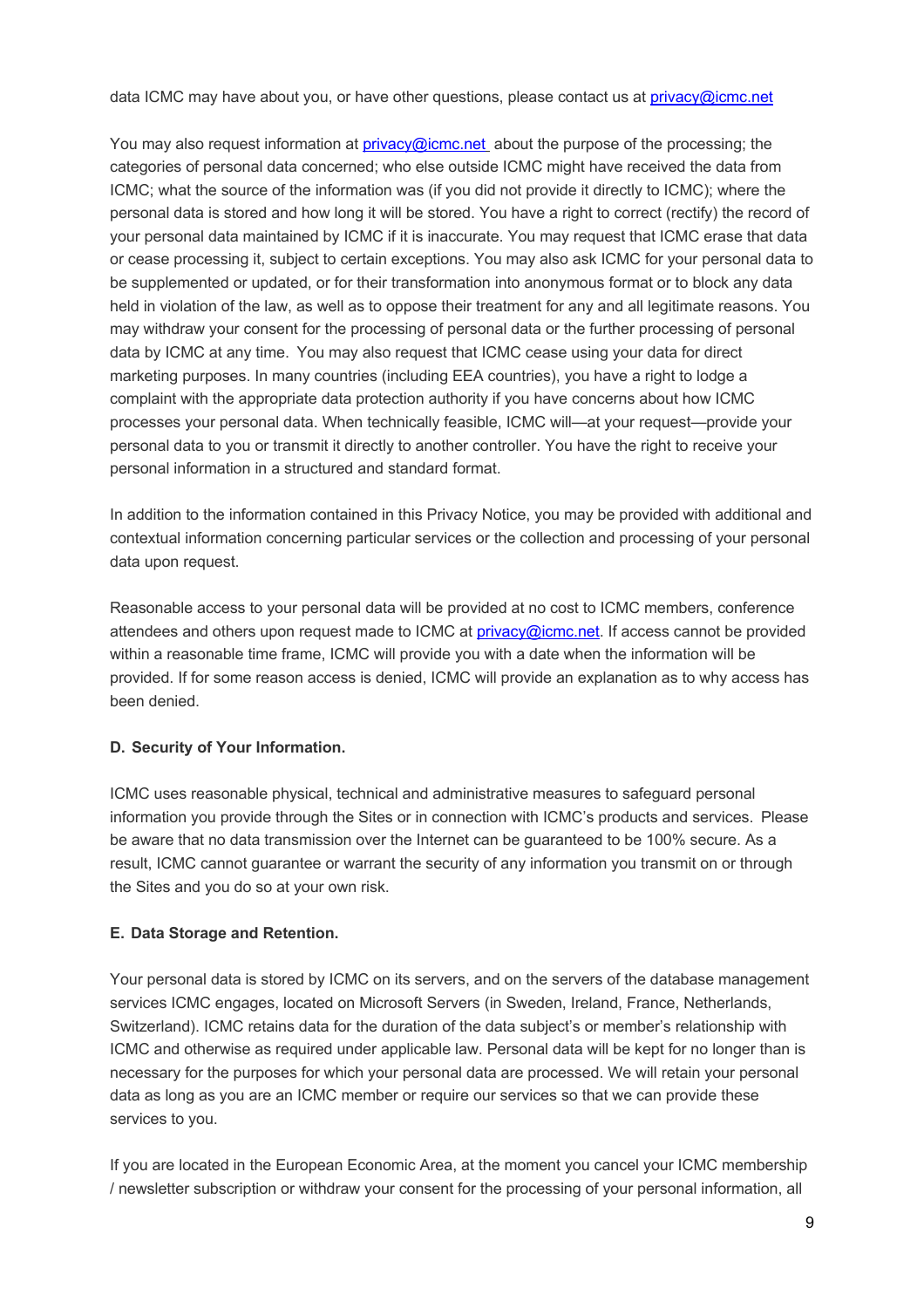data ICMC may have about you, or have other questions, please contact us at [privacy@icmc.net](mailto:privacy@icmc.net)

You may also request information at [privacy@icmc.net](mailto:privacy@icmc.net) about the purpose of the processing; the categories of personal data concerned; who else outside ICMC might have received the data from ICMC; what the source of the information was (if you did not provide it directly to ICMC); where the personal data is stored and how long it will be stored. You have a right to correct (rectify) the record of your personal data maintained by ICMC if it is inaccurate. You may request that ICMC erase that data or cease processing it, subject to certain exceptions. You may also ask ICMC for your personal data to be supplemented or updated, or for their transformation into anonymous format or to block any data held in violation of the law, as well as to oppose their treatment for any and all legitimate reasons. You may withdraw your consent for the processing of personal data or the further processing of personal data by ICMC at any time. You may also request that ICMC cease using your data for direct marketing purposes. In many countries (including EEA countries), you have a right to lodge a complaint with the appropriate data protection authority if you have concerns about how ICMC processes your personal data. When technically feasible, ICMC will—at your request—provide your personal data to you or transmit it directly to another controller. You have the right to receive your personal information in a structured and standard format.

In addition to the information contained in this Privacy Notice, you may be provided with additional and contextual information concerning particular services or the collection and processing of your personal data upon request.

Reasonable access to your personal data will be provided at no cost to ICMC members, conference attendees and others upon request made to ICMC at [privacy@icmc.net](mailto:privacy@icmc.net). If access cannot be provided within a reasonable time frame, ICMC will provide you with a date when the information will be provided. If for some reason access is denied, ICMC will provide an explanation as to why access has been denied.

**D. Security of Your Information.**

ICMC uses reasonable physical, technical and administrative measures to safeguard personal information you provide through the Sites or in connection with ICMC's products and services. Please be aware that no data transmission over the Internet can be guaranteed to be 100% secure. As a result, ICMC cannot guarantee or warrant the security of any information you transmit on or through the Sites and you do so at your own risk.

**E. Data Storage and Retention.**

Your personal data is stored by ICMC on its servers, and on the servers of the database management services ICMC engages, located on Microsoft Servers (in Sweden, Ireland, France, Netherlands, Switzerland). ICMC retains data for the duration of the data subject's or member's relationship with ICMC and otherwise as required under applicable law. Personal data will be kept for no longer than is necessary for the purposes for which your personal data are processed. We will retain your personal data as long as you are an ICMC member or require our services so that we can provide these services to you.

If you are located in the European Economic Area, at the moment you cancel your ICMC membership / newsletter subscription or withdraw your consent for the processing of your personal information, all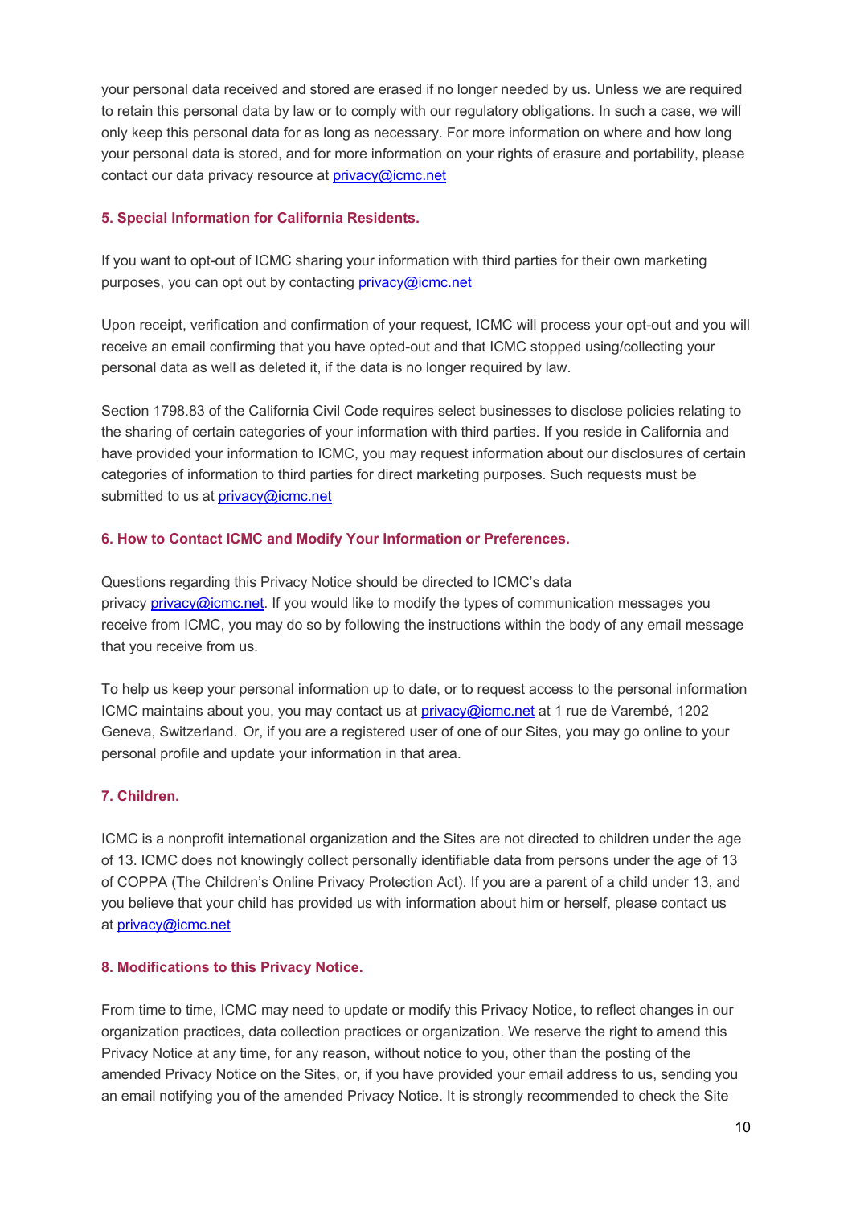your personal data received and stored are erased if no longer needed by us. Unless we are required to retain this personal data by law or to comply with our regulatory obligations. In such a case, we will only keep this personal data for as long as necessary. For more information on where and how long your personal data is stored, and for more information on your rights of erasure and portability, please contact our data privacy resource at privacy@icmc.net

### 5. Special Information for California Residents.

If you want to opt-out of ICMC sharing your information with third parties for their own marketing purposes, you can opt out by contacting privacy@icmc.net

Upon receipt, verification and confirmation of your request, ICMC will process your opt-out and you will receive an email confirming that you have opted-out and that ICMC stopped using/collecting your personal data as well as deleted it, if the data is no longer required by law.

Section 1798.83 of the California Civil Code requires select businesses to disclose policies relating to the sharing of certain categories of your information with third parties. If you reside in California and have provided your information to ICMC, you may request information about our disclosures of certain categories of information to third parties for direct marketing purposes. Such requests must be submitted to us at privacy@icmc.net

### 6. How to Contact ICMC and Modify Your Information or Preferences.

Questions regarding this Privacy Notice should be directed to ICMC's data privacy privacy@icmc.net. If you would like to modify the types of communication messages you receive from ICMC, you may do so by following the instructions within the body of any email message that you receive from us.

To help us keep your personal information up to date, or to request access to the personal information ICMC maintains about you, you may contact us at privacy@icmc.net at 1 rue de Varembé, 1202 Geneva, Switzerland. Or, if you are a registered user of one of our Sites, you may go online to your personal profile and update your information in that area.

### 7. Children.

ICMC is a nonprofit international organization and the Sites are not directed to children under the age of 13. ICMC does not knowingly collect personally identifiable data from persons under the age of 13 of COPPA (The Children's Online Privacy Protection Act). If you are a parent of a child under 13, and you believe that your child has provided us with information about him or herself, please contact us at privacy@icmc.net

### 8. Modifications to this Privacy Notice.

From time to time, ICMC may need to update or modify this Privacy Notice, to reflect changes in our organization practices, data collection practices or organization. We reserve the right to amend this Privacy Notice at any time, for any reason, without notice to you, other than the posting of the amended Privacy Notice on the Sites, or, if you have provided your email address to us, sending you an email notifying you of the amended Privacy Notice. It is strongly recommended to check the Site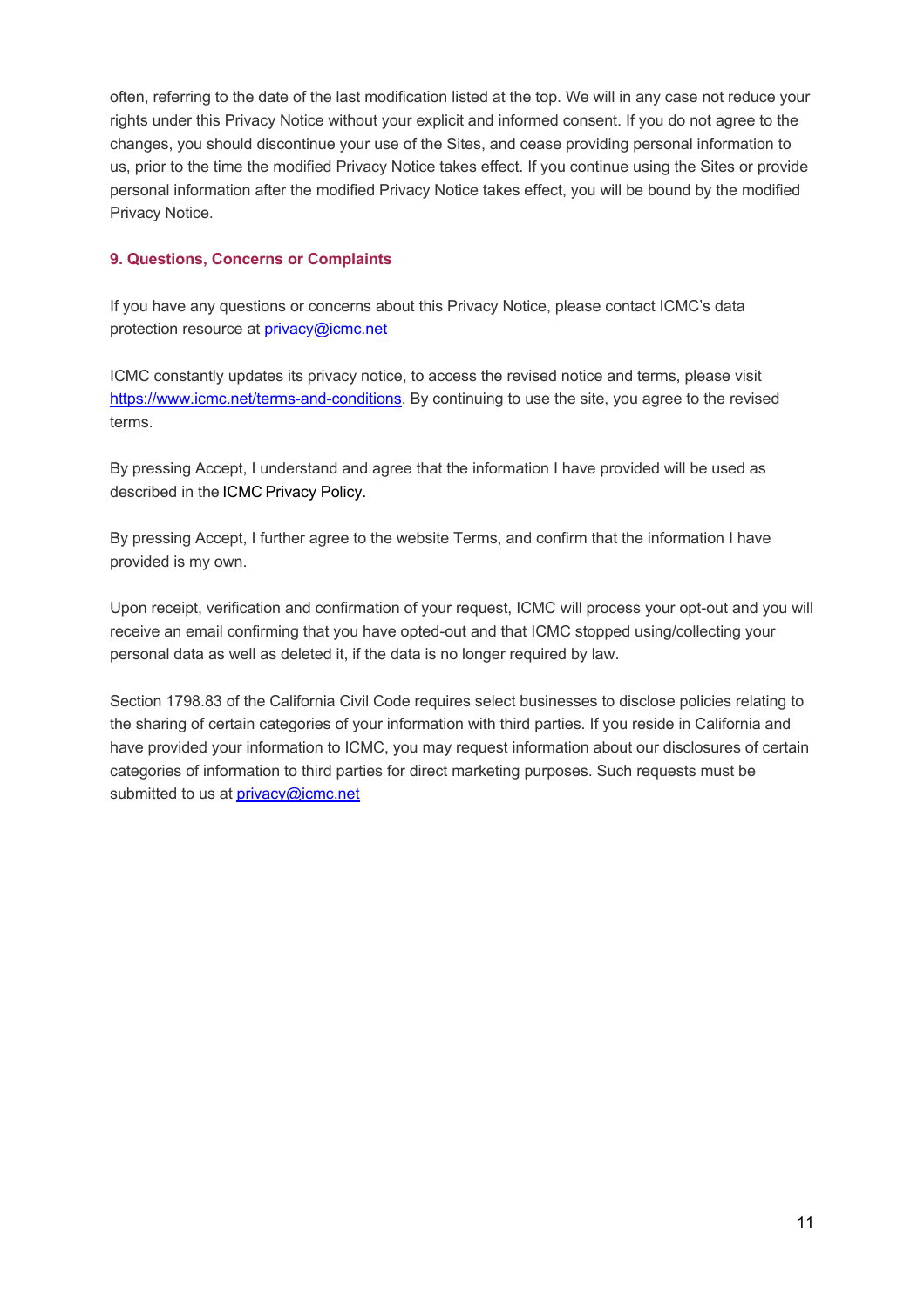often, referring to the date of the last modification listed at the top. We will in any case not reduce your rights under this Privacy Notice without your explicit and informed consent. If you do not agree to the changes, you should discontinue your use of the Sites, and cease providing personal information to us, prior to the time the modified Privacy Notice takes effect. If you continue using the Sites or provide personal information after the modified Privacy Notice takes effect, you will be bound by the modified Privacy Notice.

### 9. Questions, Concerns or Complaints

If you have any questions or concerns about this Privacy Notice, please contact ICMC's data protection resource at privacy@icmc.net

ICMC constantly updates its privacy notice, to access the revised notice and terms, please visit https://www.icmc.net/terms-and-conditions. By continuing to use the site, you agree to the revised terms.

By pressing Accept, I understand and agree that the information I have provided will be used as described in the ICMC Privacy Policy.

By pressing Accept, I further agree to the website Terms, and confirm that the information I have provided is my own.

Upon receipt, verification and confirmation of your request, ICMC will process your opt-out and you will receive an email confirming that you have opted-out and that ICMC stopped using/collecting your personal data as well as deleted it, if the data is no longer required by law.

Section 1798.83 of the California Civil Code requires select businesses to disclose policies relating to the sharing of certain categories of your information with third parties. If you reside in California and have provided your information to ICMC, you may request information about our disclosures of certain categories of information to third parties for direct marketing purposes. Such requests must be submitted to us at privacy@icmc.net